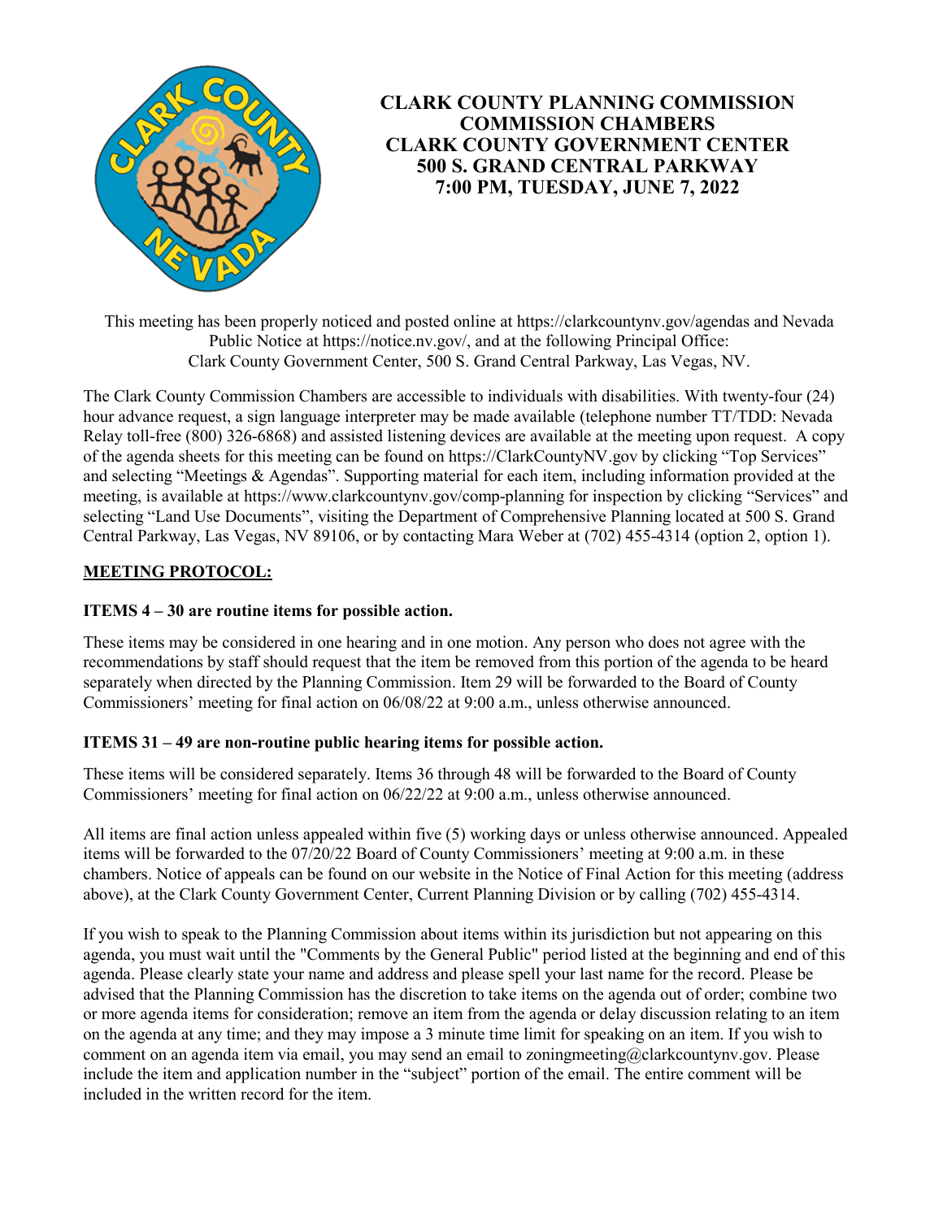# CLARK COUNTY PLANNING COMMISSION
# COMMISSION CHAMBERS
# CLARK COUNTY GOVERNMENT CENTER
# 500 S. GRAND CENTRAL PARKWAY
# 7:00 PM, TUESDAY, JUNE 7, 2022

This meeting has been properly noticed and posted online at https://clarkcountynv.gov/agendas and Nevada Public Notice at https://notice.nv.gov/, and at the following Principal Office: Clark County Government Center, 500 S. Grand Central Parkway, Las Vegas, NV.

The Clark County Commission Chambers are accessible to individuals with disabilities. With twenty-four (24) hour advance request, a sign language interpreter may be made available (telephone number TT/TDD: Nevada Relay toll-free (800) 326-6868) and assisted listening devices are available at the meeting upon request. A copy of the agenda sheets for this meeting can be found on https://ClarkCountyNV.gov by clicking "Top Services" and selecting "Meetings & Agendas". Supporting material for each item, including information provided at the meeting, is available at https://www.clarkcountynv.gov/comp-planning for inspection by clicking "Services" and selecting "Land Use Documents", visiting the Department of Comprehensive Planning located at 500 S. Grand Central Parkway, Las Vegas, NV 89106, or by contacting Mara Weber at (702) 455-4314 (option 2, option 1).

## MEETING PROTOCOL:

**ITEMS 4 – 30 are routine items for possible action.**

These items may be considered in one hearing and in one motion. Any person who does not agree with the recommendations by staff should request that the item be removed from this portion of the agenda to be heard separately when directed by the Planning Commission. Item 29 will be forwarded to the Board of County Commissioners' meeting for final action on 06/08/22 at 9:00 a.m., unless otherwise announced.

**ITEMS 31 – 49 are non-routine public hearing items for possible action.**

These items will be considered separately. Items 36 through 48 will be forwarded to the Board of County Commissioners' meeting for final action on 06/22/22 at 9:00 a.m., unless otherwise announced.

All items are final action unless appealed within five (5) working days or unless otherwise announced. Appealed items will be forwarded to the 07/20/22 Board of County Commissioners' meeting at 9:00 a.m. in these chambers. Notice of appeals can be found on our website in the Notice of Final Action for this meeting (address above), at the Clark County Government Center, Current Planning Division or by calling (702) 455-4314.

If you wish to speak to the Planning Commission about items within its jurisdiction but not appearing on this agenda, you must wait until the "Comments by the General Public" period listed at the beginning and end of this agenda. Please clearly state your name and address and please spell your last name for the record. Please be advised that the Planning Commission has the discretion to take items on the agenda out of order; combine two or more agenda items for consideration; remove an item from the agenda or delay discussion relating to an item on the agenda at any time; and they may impose a 3 minute time limit for speaking on an item. If you wish to comment on an agenda item via email, you may send an email to zoningmeeting@clarkcountynv.gov. Please include the item and application number in the "subject" portion of the email. The entire comment will be included in the written record for the item.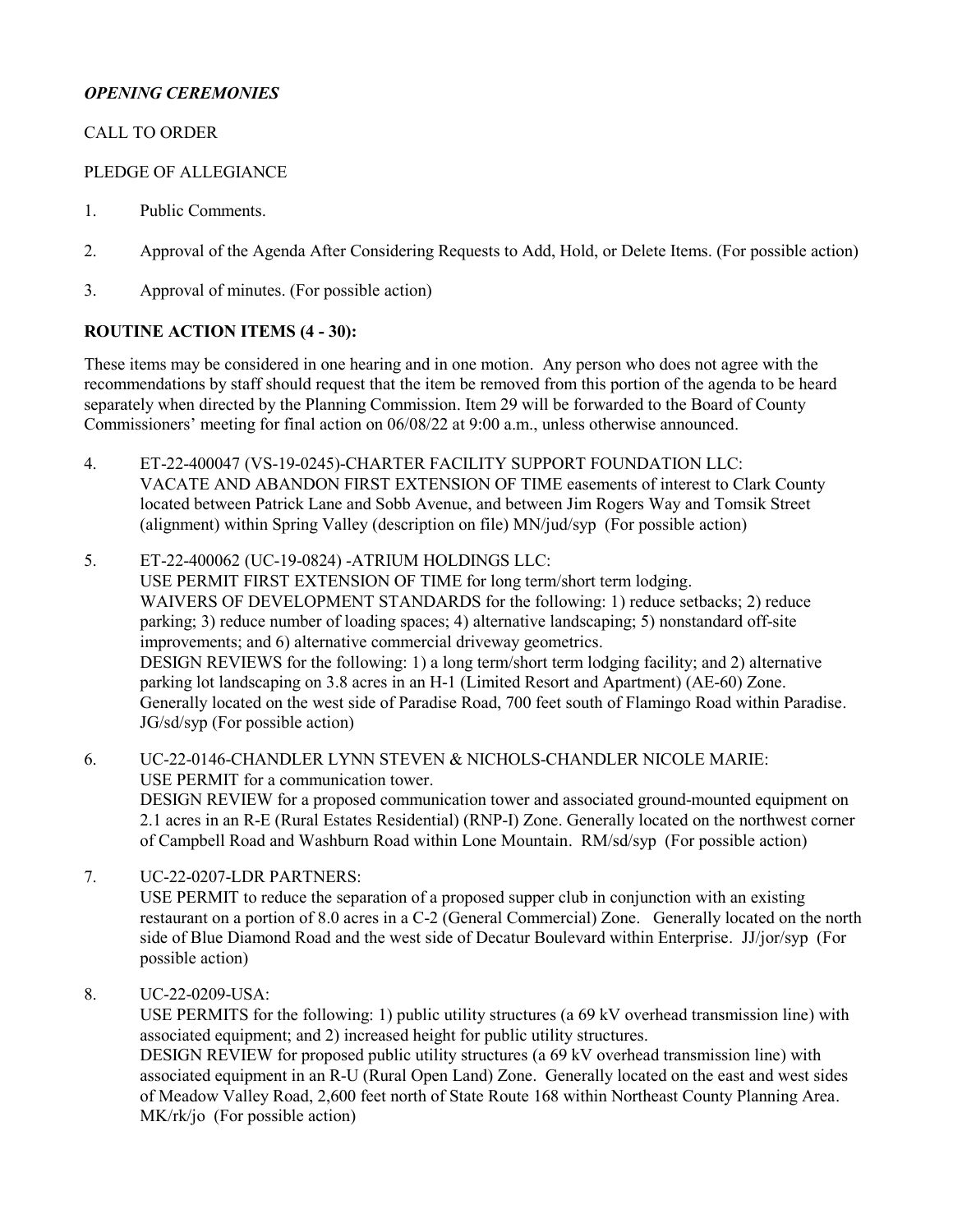***OPENING CEREMONIES***

CALL TO ORDER

PLEDGE OF ALLEGIANCE

1. Public Comments.

2. Approval of the Agenda After Considering Requests to Add, Hold, or Delete Items. (For possible action)

3. Approval of minutes. (For possible action)

**ROUTINE ACTION ITEMS (4 - 30):**

These items may be considered in one hearing and in one motion. Any person who does not agree with the recommendations by staff should request that the item be removed from this portion of the agenda to be heard separately when directed by the Planning Commission. Item 29 will be forwarded to the Board of County Commissioners' meeting for final action on 06/08/22 at 9:00 a.m., unless otherwise announced.

4. ET-22-400047 (VS-19-0245)-CHARTER FACILITY SUPPORT FOUNDATION LLC:
VACATE AND ABANDON FIRST EXTENSION OF TIME easements of interest to Clark County located between Patrick Lane and Sobb Avenue, and between Jim Rogers Way and Tomsik Street (alignment) within Spring Valley (description on file) MN/jud/syp (For possible action)

5. ET-22-400062 (UC-19-0824) -ATRIUM HOLDINGS LLC:
USE PERMIT FIRST EXTENSION OF TIME for long term/short term lodging.
WAIVERS OF DEVELOPMENT STANDARDS for the following: 1) reduce setbacks; 2) reduce parking; 3) reduce number of loading spaces; 4) alternative landscaping; 5) nonstandard off-site improvements; and 6) alternative commercial driveway geometrics.
DESIGN REVIEWS for the following: 1) a long term/short term lodging facility; and 2) alternative parking lot landscaping on 3.8 acres in an H-1 (Limited Resort and Apartment) (AE-60) Zone. Generally located on the west side of Paradise Road, 700 feet south of Flamingo Road within Paradise. JG/sd/syp (For possible action)

6. UC-22-0146-CHANDLER LYNN STEVEN & NICHOLS-CHANDLER NICOLE MARIE:
USE PERMIT for a communication tower.
DESIGN REVIEW for a proposed communication tower and associated ground-mounted equipment on 2.1 acres in an R-E (Rural Estates Residential) (RNP-I) Zone. Generally located on the northwest corner of Campbell Road and Washburn Road within Lone Mountain. RM/sd/syp (For possible action)

7. UC-22-0207-LDR PARTNERS:
USE PERMIT to reduce the separation of a proposed supper club in conjunction with an existing restaurant on a portion of 8.0 acres in a C-2 (General Commercial) Zone. Generally located on the north side of Blue Diamond Road and the west side of Decatur Boulevard within Enterprise. JJ/jor/syp (For possible action)

8. UC-22-0209-USA:
USE PERMITS for the following: 1) public utility structures (a 69 kV overhead transmission line) with associated equipment; and 2) increased height for public utility structures.
DESIGN REVIEW for proposed public utility structures (a 69 kV overhead transmission line) with associated equipment in an R-U (Rural Open Land) Zone. Generally located on the east and west sides of Meadow Valley Road, 2,600 feet north of State Route 168 within Northeast County Planning Area. MK/rk/jo (For possible action)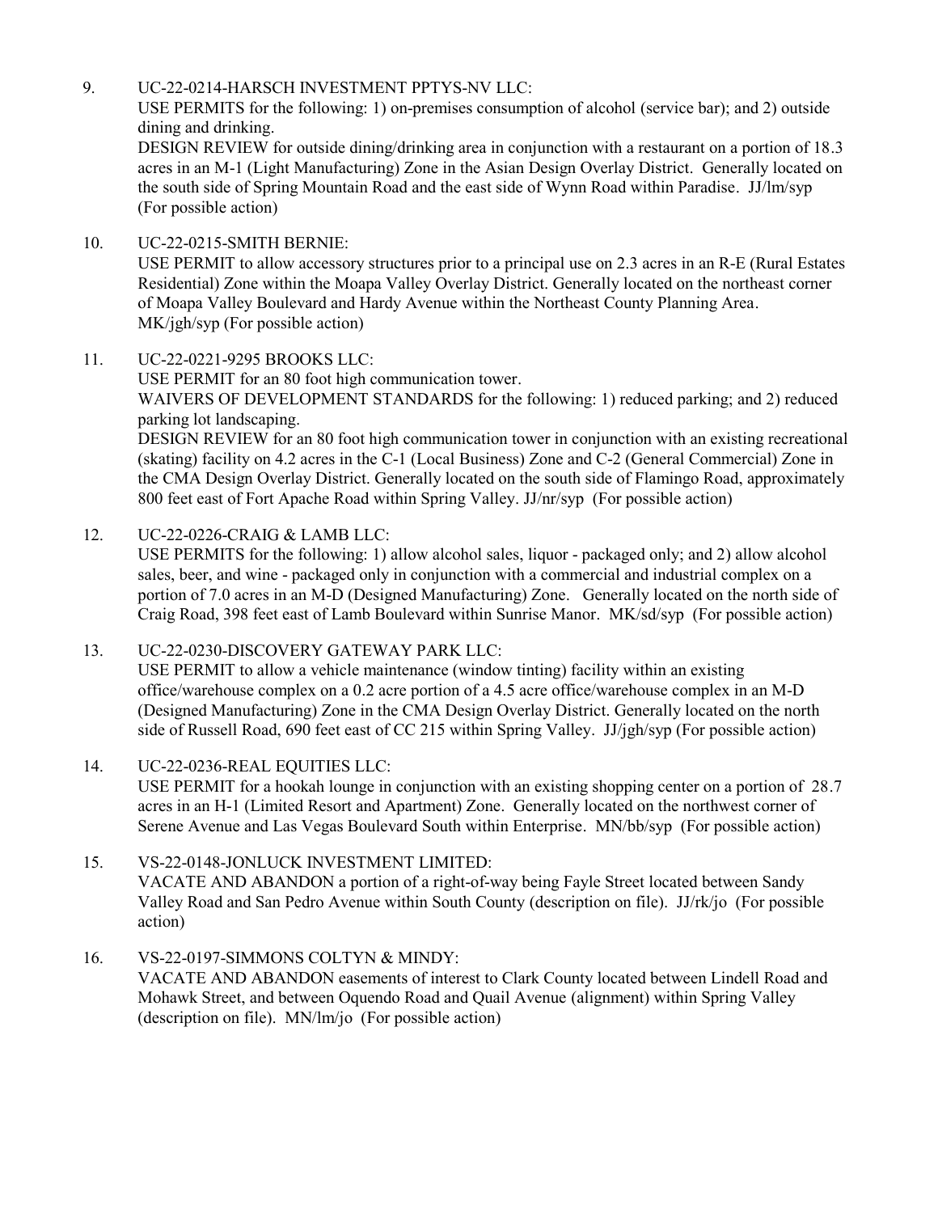9. UC-22-0214-HARSCH INVESTMENT PPTYS-NV LLC:
   USE PERMITS for the following: 1) on-premises consumption of alcohol (service bar); and 2) outside dining and drinking.
   DESIGN REVIEW for outside dining/drinking area in conjunction with a restaurant on a portion of 18.3 acres in an M-1 (Light Manufacturing) Zone in the Asian Design Overlay District. Generally located on the south side of Spring Mountain Road and the east side of Wynn Road within Paradise. JJ/lm/syp (For possible action)

10. UC-22-0215-SMITH BERNIE:
    USE PERMIT to allow accessory structures prior to a principal use on 2.3 acres in an R-E (Rural Estates Residential) Zone within the Moapa Valley Overlay District. Generally located on the northeast corner of Moapa Valley Boulevard and Hardy Avenue within the Northeast County Planning Area. MK/jgh/syp (For possible action)

11. UC-22-0221-9295 BROOKS LLC:
    USE PERMIT for an 80 foot high communication tower.
    WAIVERS OF DEVELOPMENT STANDARDS for the following: 1) reduced parking; and 2) reduced parking lot landscaping.
    DESIGN REVIEW for an 80 foot high communication tower in conjunction with an existing recreational (skating) facility on 4.2 acres in the C-1 (Local Business) Zone and C-2 (General Commercial) Zone in the CMA Design Overlay District. Generally located on the south side of Flamingo Road, approximately 800 feet east of Fort Apache Road within Spring Valley. JJ/nr/syp (For possible action)

12. UC-22-0226-CRAIG & LAMB LLC:
    USE PERMITS for the following: 1) allow alcohol sales, liquor - packaged only; and 2) allow alcohol sales, beer, and wine - packaged only in conjunction with a commercial and industrial complex on a portion of 7.0 acres in an M-D (Designed Manufacturing) Zone. Generally located on the north side of Craig Road, 398 feet east of Lamb Boulevard within Sunrise Manor. MK/sd/syp (For possible action)

13. UC-22-0230-DISCOVERY GATEWAY PARK LLC:
    USE PERMIT to allow a vehicle maintenance (window tinting) facility within an existing office/warehouse complex on a 0.2 acre portion of a 4.5 acre office/warehouse complex in an M-D (Designed Manufacturing) Zone in the CMA Design Overlay District. Generally located on the north side of Russell Road, 690 feet east of CC 215 within Spring Valley. JJ/jgh/syp (For possible action)

14. UC-22-0236-REAL EQUITIES LLC:
    USE PERMIT for a hookah lounge in conjunction with an existing shopping center on a portion of 28.7 acres in an H-1 (Limited Resort and Apartment) Zone. Generally located on the northwest corner of Serene Avenue and Las Vegas Boulevard South within Enterprise. MN/bb/syp (For possible action)

15. VS-22-0148-JONLUCK INVESTMENT LIMITED:
    VACATE AND ABANDON a portion of a right-of-way being Fayle Street located between Sandy Valley Road and San Pedro Avenue within South County (description on file). JJ/rk/jo (For possible action)

16. VS-22-0197-SIMMONS COLTYN & MINDY:
    VACATE AND ABANDON easements of interest to Clark County located between Lindell Road and Mohawk Street, and between Oquendo Road and Quail Avenue (alignment) within Spring Valley (description on file). MN/lm/jo (For possible action)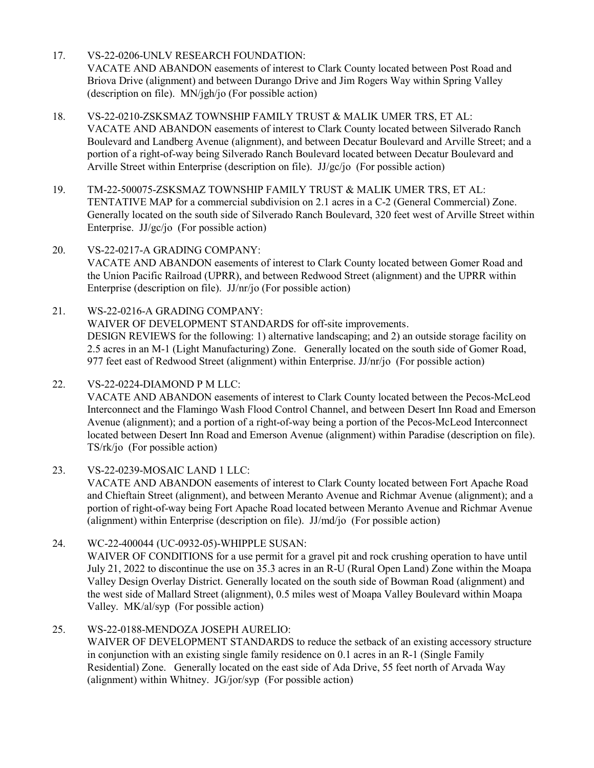17. VS-22-0206-UNLV RESEARCH FOUNDATION:
VACATE AND ABANDON easements of interest to Clark County located between Post Road and Briova Drive (alignment) and between Durango Drive and Jim Rogers Way within Spring Valley (description on file). MN/jgh/jo (For possible action)

18. VS-22-0210-ZSKSMAZ TOWNSHIP FAMILY TRUST & MALIK UMER TRS, ET AL:
VACATE AND ABANDON easements of interest to Clark County located between Silverado Ranch Boulevard and Landberg Avenue (alignment), and between Decatur Boulevard and Arville Street; and a portion of a right-of-way being Silverado Ranch Boulevard located between Decatur Boulevard and Arville Street within Enterprise (description on file). JJ/gc/jo (For possible action)

19. TM-22-500075-ZSKSMAZ TOWNSHIP FAMILY TRUST & MALIK UMER TRS, ET AL:
TENTATIVE MAP for a commercial subdivision on 2.1 acres in a C-2 (General Commercial) Zone. Generally located on the south side of Silverado Ranch Boulevard, 320 feet west of Arville Street within Enterprise. JJ/gc/jo (For possible action)

20. VS-22-0217-A GRADING COMPANY:
VACATE AND ABANDON easements of interest to Clark County located between Gomer Road and the Union Pacific Railroad (UPRR), and between Redwood Street (alignment) and the UPRR within Enterprise (description on file). JJ/nr/jo (For possible action)

21. WS-22-0216-A GRADING COMPANY:
WAIVER OF DEVELOPMENT STANDARDS for off-site improvements.
DESIGN REVIEWS for the following: 1) alternative landscaping; and 2) an outside storage facility on 2.5 acres in an M-1 (Light Manufacturing) Zone. Generally located on the south side of Gomer Road, 977 feet east of Redwood Street (alignment) within Enterprise. JJ/nr/jo (For possible action)

22. VS-22-0224-DIAMOND P M LLC:
VACATE AND ABANDON easements of interest to Clark County located between the Pecos-McLeod Interconnect and the Flamingo Wash Flood Control Channel, and between Desert Inn Road and Emerson Avenue (alignment); and a portion of a right-of-way being a portion of the Pecos-McLeod Interconnect located between Desert Inn Road and Emerson Avenue (alignment) within Paradise (description on file). TS/rk/jo (For possible action)

23. VS-22-0239-MOSAIC LAND 1 LLC:
VACATE AND ABANDON easements of interest to Clark County located between Fort Apache Road and Chieftain Street (alignment), and between Meranto Avenue and Richmar Avenue (alignment); and a portion of right-of-way being Fort Apache Road located between Meranto Avenue and Richmar Avenue (alignment) within Enterprise (description on file). JJ/md/jo (For possible action)

24. WC-22-400044 (UC-0932-05)-WHIPPLE SUSAN:
WAIVER OF CONDITIONS for a use permit for a gravel pit and rock crushing operation to have until July 21, 2022 to discontinue the use on 35.3 acres in an R-U (Rural Open Land) Zone within the Moapa Valley Design Overlay District. Generally located on the south side of Bowman Road (alignment) and the west side of Mallard Street (alignment), 0.5 miles west of Moapa Valley Boulevard within Moapa Valley. MK/al/syp (For possible action)

25. WS-22-0188-MENDOZA JOSEPH AURELIO:
WAIVER OF DEVELOPMENT STANDARDS to reduce the setback of an existing accessory structure in conjunction with an existing single family residence on 0.1 acres in an R-1 (Single Family Residential) Zone. Generally located on the east side of Ada Drive, 55 feet north of Arvada Way (alignment) within Whitney. JG/jor/syp (For possible action)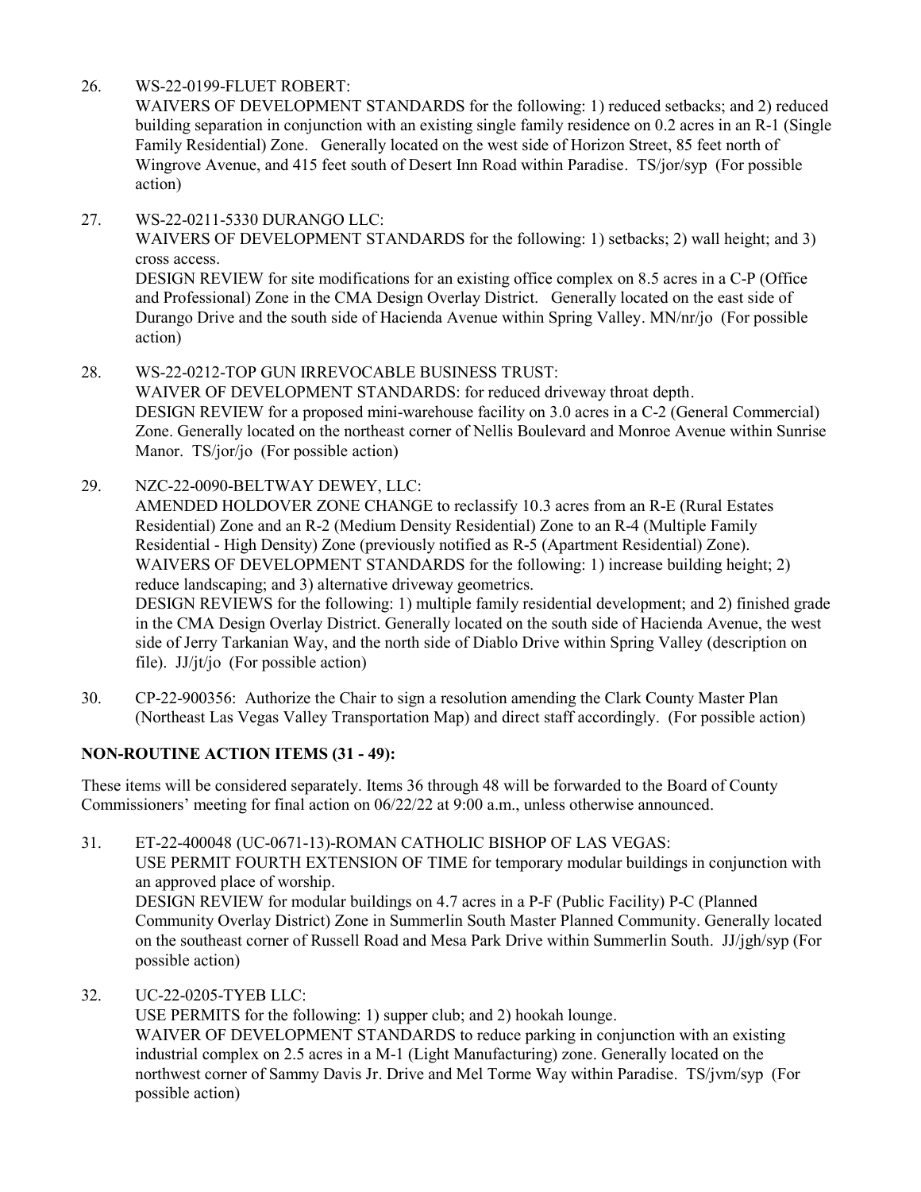26. WS-22-0199-FLUET ROBERT:
WAIVERS OF DEVELOPMENT STANDARDS for the following: 1) reduced setbacks; and 2) reduced building separation in conjunction with an existing single family residence on 0.2 acres in an R-1 (Single Family Residential) Zone. Generally located on the west side of Horizon Street, 85 feet north of Wingrove Avenue, and 415 feet south of Desert Inn Road within Paradise. TS/jor/syp (For possible action)

27. WS-22-0211-5330 DURANGO LLC:
WAIVERS OF DEVELOPMENT STANDARDS for the following: 1) setbacks; 2) wall height; and 3) cross access.
DESIGN REVIEW for site modifications for an existing office complex on 8.5 acres in a C-P (Office and Professional) Zone in the CMA Design Overlay District. Generally located on the east side of Durango Drive and the south side of Hacienda Avenue within Spring Valley. MN/nr/jo (For possible action)

28. WS-22-0212-TOP GUN IRREVOCABLE BUSINESS TRUST:
WAIVER OF DEVELOPMENT STANDARDS: for reduced driveway throat depth.
DESIGN REVIEW for a proposed mini-warehouse facility on 3.0 acres in a C-2 (General Commercial) Zone. Generally located on the northeast corner of Nellis Boulevard and Monroe Avenue within Sunrise Manor. TS/jor/jo (For possible action)

29. NZC-22-0090-BELTWAY DEWEY, LLC:
AMENDED HOLDOVER ZONE CHANGE to reclassify 10.3 acres from an R-E (Rural Estates Residential) Zone and an R-2 (Medium Density Residential) Zone to an R-4 (Multiple Family Residential - High Density) Zone (previously notified as R-5 (Apartment Residential) Zone).
WAIVERS OF DEVELOPMENT STANDARDS for the following: 1) increase building height; 2) reduce landscaping; and 3) alternative driveway geometrics.
DESIGN REVIEWS for the following: 1) multiple family residential development; and 2) finished grade in the CMA Design Overlay District. Generally located on the south side of Hacienda Avenue, the west side of Jerry Tarkanian Way, and the north side of Diablo Drive within Spring Valley (description on file). JJ/jt/jo (For possible action)

30. CP-22-900356: Authorize the Chair to sign a resolution amending the Clark County Master Plan (Northeast Las Vegas Valley Transportation Map) and direct staff accordingly. (For possible action)

**NON-ROUTINE ACTION ITEMS (31 - 49):**

These items will be considered separately. Items 36 through 48 will be forwarded to the Board of County Commissioners' meeting for final action on 06/22/22 at 9:00 a.m., unless otherwise announced.

31. ET-22-400048 (UC-0671-13)-ROMAN CATHOLIC BISHOP OF LAS VEGAS:
USE PERMIT FOURTH EXTENSION OF TIME for temporary modular buildings in conjunction with an approved place of worship.
DESIGN REVIEW for modular buildings on 4.7 acres in a P-F (Public Facility) P-C (Planned Community Overlay District) Zone in Summerlin South Master Planned Community. Generally located on the southeast corner of Russell Road and Mesa Park Drive within Summerlin South. JJ/jgh/syp (For possible action)

32. UC-22-0205-TYEB LLC:
USE PERMITS for the following: 1) supper club; and 2) hookah lounge.
WAIVER OF DEVELOPMENT STANDARDS to reduce parking in conjunction with an existing industrial complex on 2.5 acres in a M-1 (Light Manufacturing) zone. Generally located on the northwest corner of Sammy Davis Jr. Drive and Mel Torme Way within Paradise. TS/jvm/syp (For possible action)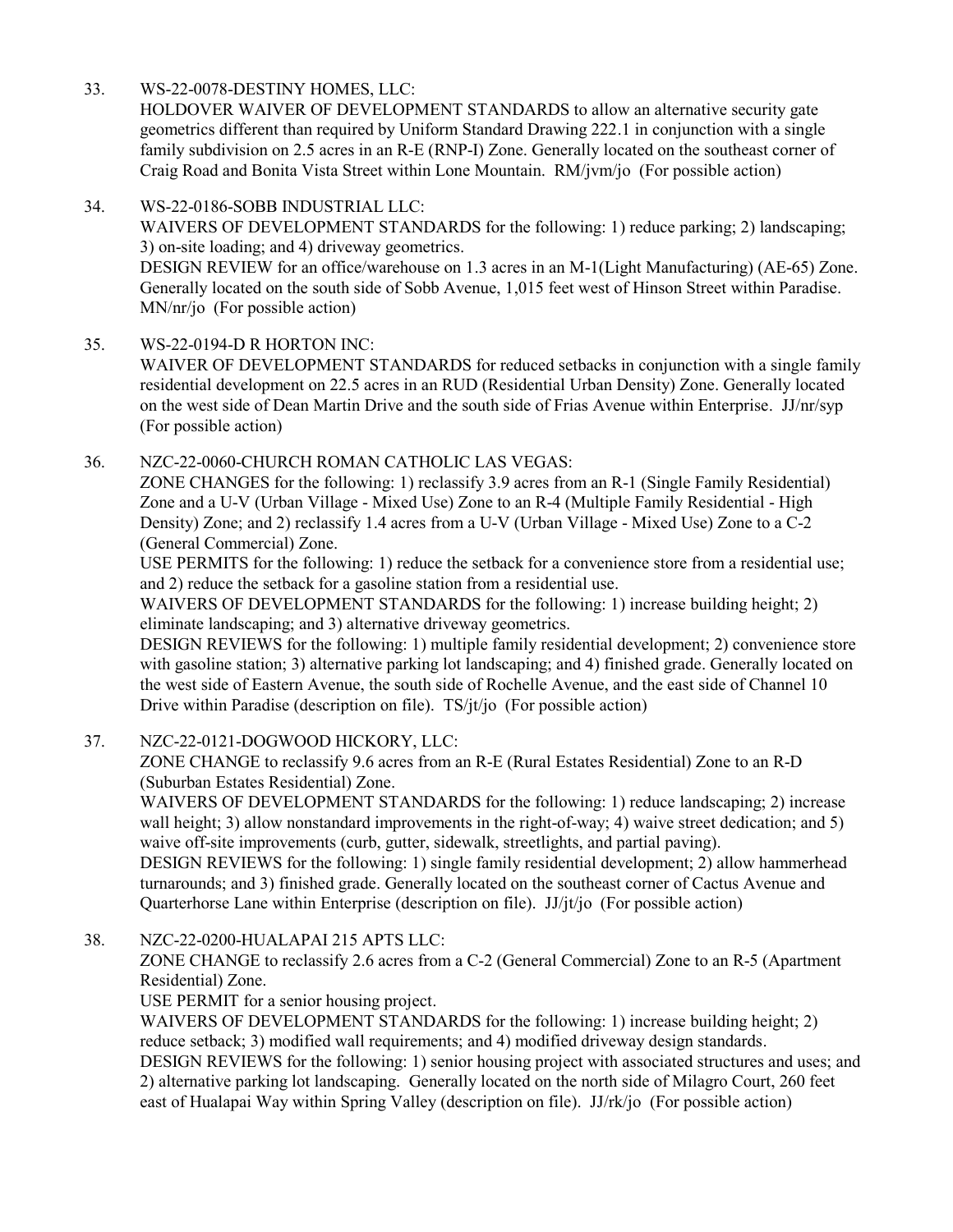33. WS-22-0078-DESTINY HOMES, LLC:
    HOLDOVER WAIVER OF DEVELOPMENT STANDARDS to allow an alternative security gate geometrics different than required by Uniform Standard Drawing 222.1 in conjunction with a single family subdivision on 2.5 acres in an R-E (RNP-I) Zone. Generally located on the southeast corner of Craig Road and Bonita Vista Street within Lone Mountain. RM/jvm/jo (For possible action)

34. WS-22-0186-SOBB INDUSTRIAL LLC:
    WAIVERS OF DEVELOPMENT STANDARDS for the following: 1) reduce parking; 2) landscaping; 3) on-site loading; and 4) driveway geometrics.
    DESIGN REVIEW for an office/warehouse on 1.3 acres in an M-1(Light Manufacturing) (AE-65) Zone. Generally located on the south side of Sobb Avenue, 1,015 feet west of Hinson Street within Paradise. MN/nr/jo (For possible action)

35. WS-22-0194-D R HORTON INC:
    WAIVER OF DEVELOPMENT STANDARDS for reduced setbacks in conjunction with a single family residential development on 22.5 acres in an RUD (Residential Urban Density) Zone. Generally located on the west side of Dean Martin Drive and the south side of Frias Avenue within Enterprise. JJ/nr/syp (For possible action)

36. NZC-22-0060-CHURCH ROMAN CATHOLIC LAS VEGAS:
    ZONE CHANGES for the following: 1) reclassify 3.9 acres from an R-1 (Single Family Residential) Zone and a U-V (Urban Village - Mixed Use) Zone to an R-4 (Multiple Family Residential - High Density) Zone; and 2) reclassify 1.4 acres from a U-V (Urban Village - Mixed Use) Zone to a C-2 (General Commercial) Zone.
    USE PERMITS for the following: 1) reduce the setback for a convenience store from a residential use; and 2) reduce the setback for a gasoline station from a residential use.
    WAIVERS OF DEVELOPMENT STANDARDS for the following: 1) increase building height; 2) eliminate landscaping; and 3) alternative driveway geometrics.
    DESIGN REVIEWS for the following: 1) multiple family residential development; 2) convenience store with gasoline station; 3) alternative parking lot landscaping; and 4) finished grade. Generally located on the west side of Eastern Avenue, the south side of Rochelle Avenue, and the east side of Channel 10 Drive within Paradise (description on file). TS/jt/jo (For possible action)

37. NZC-22-0121-DOGWOOD HICKORY, LLC:
    ZONE CHANGE to reclassify 9.6 acres from an R-E (Rural Estates Residential) Zone to an R-D (Suburban Estates Residential) Zone.
    WAIVERS OF DEVELOPMENT STANDARDS for the following: 1) reduce landscaping; 2) increase wall height; 3) allow nonstandard improvements in the right-of-way; 4) waive street dedication; and 5) waive off-site improvements (curb, gutter, sidewalk, streetlights, and partial paving).
    DESIGN REVIEWS for the following: 1) single family residential development; 2) allow hammerhead turnarounds; and 3) finished grade. Generally located on the southeast corner of Cactus Avenue and Quarterhorse Lane within Enterprise (description on file). JJ/jt/jo (For possible action)

38. NZC-22-0200-HUALAPAI 215 APTS LLC:
    ZONE CHANGE to reclassify 2.6 acres from a C-2 (General Commercial) Zone to an R-5 (Apartment Residential) Zone.
    USE PERMIT for a senior housing project.
    WAIVERS OF DEVELOPMENT STANDARDS for the following: 1) increase building height; 2) reduce setback; 3) modified wall requirements; and 4) modified driveway design standards.
    DESIGN REVIEWS for the following: 1) senior housing project with associated structures and uses; and 2) alternative parking lot landscaping. Generally located on the north side of Milagro Court, 260 feet east of Hualapai Way within Spring Valley (description on file). JJ/rk/jo (For possible action)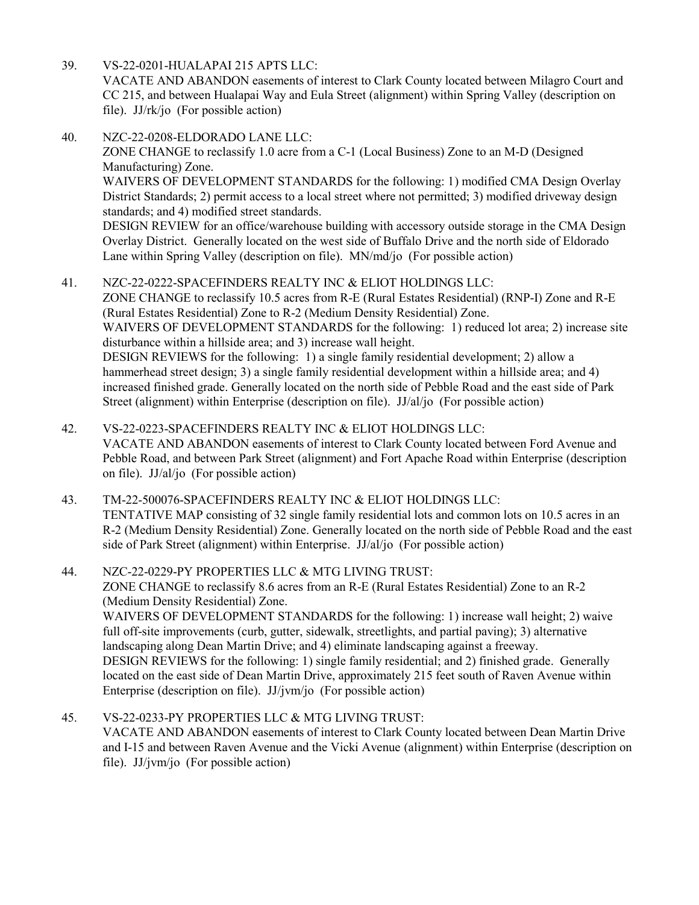39. VS-22-0201-HUALAPAI 215 APTS LLC:
    VACATE AND ABANDON easements of interest to Clark County located between Milagro Court and CC 215, and between Hualapai Way and Eula Street (alignment) within Spring Valley (description on file). JJ/rk/jo (For possible action)

40. NZC-22-0208-ELDORADO LANE LLC:
    ZONE CHANGE to reclassify 1.0 acre from a C-1 (Local Business) Zone to an M-D (Designed Manufacturing) Zone.
    WAIVERS OF DEVELOPMENT STANDARDS for the following: 1) modified CMA Design Overlay District Standards; 2) permit access to a local street where not permitted; 3) modified driveway design standards; and 4) modified street standards.
    DESIGN REVIEW for an office/warehouse building with accessory outside storage in the CMA Design Overlay District. Generally located on the west side of Buffalo Drive and the north side of Eldorado Lane within Spring Valley (description on file). MN/md/jo (For possible action)

41. NZC-22-0222-SPACEFINDERS REALTY INC & ELIOT HOLDINGS LLC:
    ZONE CHANGE to reclassify 10.5 acres from R-E (Rural Estates Residential) (RNP-I) Zone and R-E (Rural Estates Residential) Zone to R-2 (Medium Density Residential) Zone.
    WAIVERS OF DEVELOPMENT STANDARDS for the following: 1) reduced lot area; 2) increase site disturbance within a hillside area; and 3) increase wall height.
    DESIGN REVIEWS for the following: 1) a single family residential development; 2) allow a hammerhead street design; 3) a single family residential development within a hillside area; and 4) increased finished grade. Generally located on the north side of Pebble Road and the east side of Park Street (alignment) within Enterprise (description on file). JJ/al/jo (For possible action)

42. VS-22-0223-SPACEFINDERS REALTY INC & ELIOT HOLDINGS LLC:
    VACATE AND ABANDON easements of interest to Clark County located between Ford Avenue and Pebble Road, and between Park Street (alignment) and Fort Apache Road within Enterprise (description on file). JJ/al/jo (For possible action)

43. TM-22-500076-SPACEFINDERS REALTY INC & ELIOT HOLDINGS LLC:
    TENTATIVE MAP consisting of 32 single family residential lots and common lots on 10.5 acres in an R-2 (Medium Density Residential) Zone. Generally located on the north side of Pebble Road and the east side of Park Street (alignment) within Enterprise. JJ/al/jo (For possible action)

44. NZC-22-0229-PY PROPERTIES LLC & MTG LIVING TRUST:
    ZONE CHANGE to reclassify 8.6 acres from an R-E (Rural Estates Residential) Zone to an R-2 (Medium Density Residential) Zone.
    WAIVERS OF DEVELOPMENT STANDARDS for the following: 1) increase wall height; 2) waive full off-site improvements (curb, gutter, sidewalk, streetlights, and partial paving); 3) alternative landscaping along Dean Martin Drive; and 4) eliminate landscaping against a freeway.
    DESIGN REVIEWS for the following: 1) single family residential; and 2) finished grade. Generally located on the east side of Dean Martin Drive, approximately 215 feet south of Raven Avenue within Enterprise (description on file). JJ/jvm/jo (For possible action)

45. VS-22-0233-PY PROPERTIES LLC & MTG LIVING TRUST:
    VACATE AND ABANDON easements of interest to Clark County located between Dean Martin Drive and I-15 and between Raven Avenue and the Vicki Avenue (alignment) within Enterprise (description on file). JJ/jvm/jo (For possible action)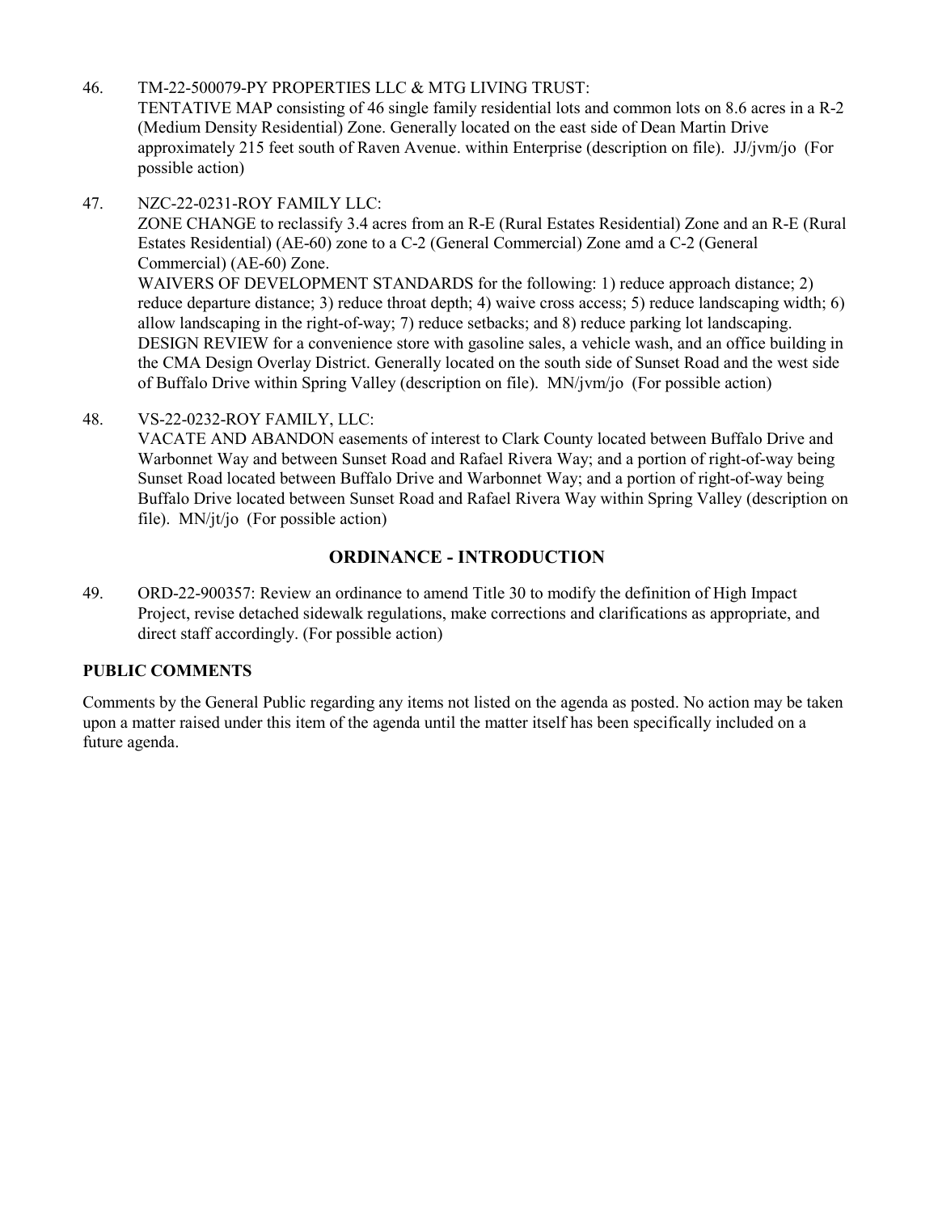46. TM-22-500079-PY PROPERTIES LLC & MTG LIVING TRUST:
    TENTATIVE MAP consisting of 46 single family residential lots and common lots on 8.6 acres in a R-2 (Medium Density Residential) Zone. Generally located on the east side of Dean Martin Drive approximately 215 feet south of Raven Avenue. within Enterprise (description on file). JJ/jvm/jo (For possible action)

47. NZC-22-0231-ROY FAMILY LLC:
    ZONE CHANGE to reclassify 3.4 acres from an R-E (Rural Estates Residential) Zone and an R-E (Rural Estates Residential) (AE-60) zone to a C-2 (General Commercial) Zone amd a C-2 (General Commercial) (AE-60) Zone.
    WAIVERS OF DEVELOPMENT STANDARDS for the following: 1) reduce approach distance; 2) reduce departure distance; 3) reduce throat depth; 4) waive cross access; 5) reduce landscaping width; 6) allow landscaping in the right-of-way; 7) reduce setbacks; and 8) reduce parking lot landscaping.
    DESIGN REVIEW for a convenience store with gasoline sales, a vehicle wash, and an office building in the CMA Design Overlay District. Generally located on the south side of Sunset Road and the west side of Buffalo Drive within Spring Valley (description on file). MN/jvm/jo (For possible action)

48. VS-22-0232-ROY FAMILY, LLC:
    VACATE AND ABANDON easements of interest to Clark County located between Buffalo Drive and Warbonnet Way and between Sunset Road and Rafael Rivera Way; and a portion of right-of-way being Sunset Road located between Buffalo Drive and Warbonnet Way; and a portion of right-of-way being Buffalo Drive located between Sunset Road and Rafael Rivera Way within Spring Valley (description on file). MN/jt/jo (For possible action)

## ORDINANCE - INTRODUCTION

49. ORD-22-900357: Review an ordinance to amend Title 30 to modify the definition of High Impact Project, revise detached sidewalk regulations, make corrections and clarifications as appropriate, and direct staff accordingly. (For possible action)

**PUBLIC COMMENTS**

Comments by the General Public regarding any items not listed on the agenda as posted. No action may be taken upon a matter raised under this item of the agenda until the matter itself has been specifically included on a future agenda.